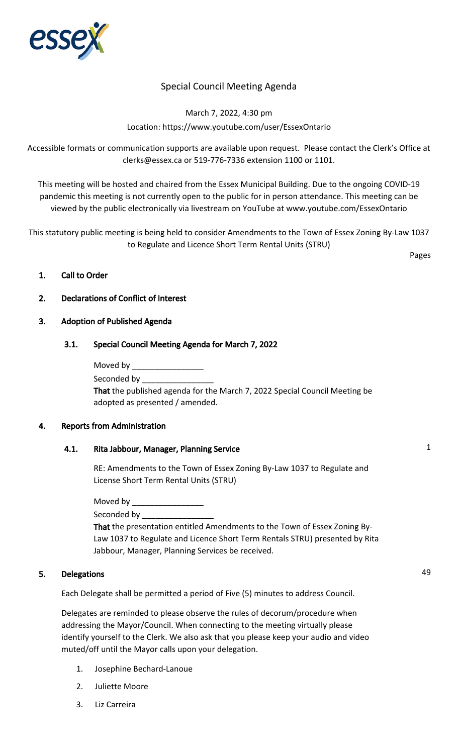# Special Council Meeting Agenda

March 7, 2022, 4:30 pm

Location: https://www.youtube.com/user/EssexOntario

Accessible formats or communication supports are available upon request. Please contact the Clerk's Office at clerks@essex.ca or 519-776-7336 extension 1100 or 1101.

This meeting will be hosted and chaired from the Essex Municipal Building. Due to the ongoing COVID-19 pandemic this meeting is not currently open to the public for in person attendance. This meeting can be viewed by the public electronically via livestream on YouTube at www.youtube.com/EssexOntario

This statutory public meeting is being held to consider Amendments to the Town of Essex Zoning By-Law 1037 to Regulate and Licence Short Term Rental Units (STRU)

Pages

## 1. Call to Order

## 2. Declarations of Conflict of Interest

## 3. Adoption of Published Agenda

### 3.1. Special Council Meeting Agenda for March 7, 2022

Moved by ________________

Seconded by ________________

**That** the published agenda for the March 7, 2022 Special Council Meeting be adopted as presented / amended.

## 4. Reports from Administration

### 4.1. Rita Jabbour, Manager, Planning Service — 1

RE: Amendments to the Town of Essex Zoning By-Law 1037 to Regulate and License Short Term Rental Units (STRU)

Moved by ________________

Seconded by ________________

**That** the presentation entitled Amendments to the Town of Essex Zoning By-Law 1037 to Regulate and Licence Short Term Rentals STRU) presented by Rita Jabbour, Manager, Planning Services be received.

## 5. Delegations — 49

Each Delegate shall be permitted a period of Five (5) minutes to address Council.

Delegates are reminded to please observe the rules of decorum/procedure when addressing the Mayor/Council. When connecting to the meeting virtually please identify yourself to the Clerk. We also ask that you please keep your audio and video muted/off until the Mayor calls upon your delegation.

1. Josephine Bechard-Lanoue
2. Juliette Moore
3. Liz Carreira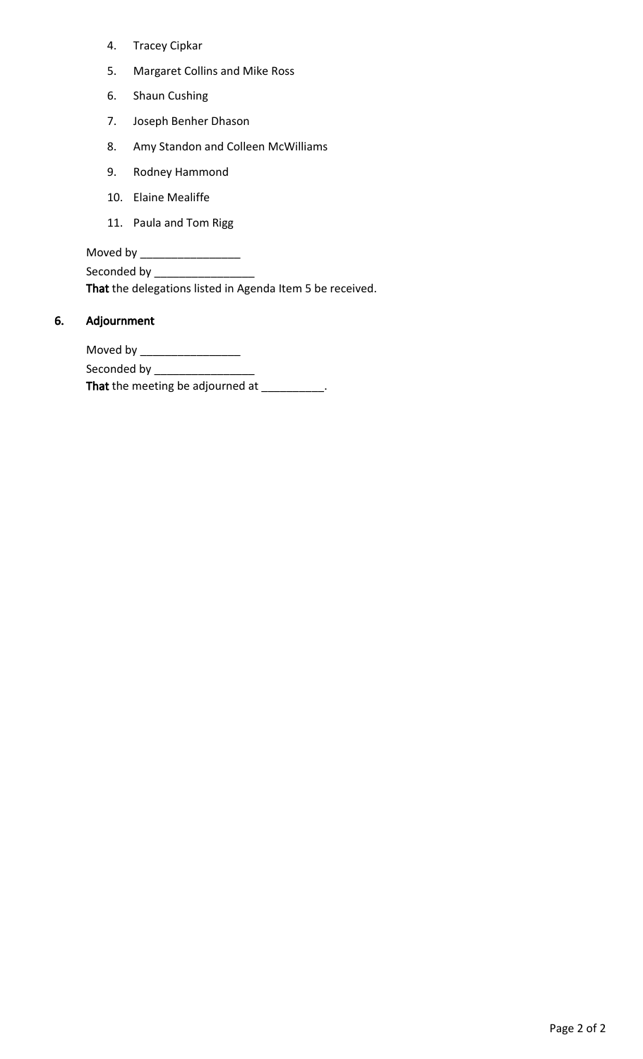4. Tracey Cipkar
5. Margaret Collins and Mike Ross
6. Shaun Cushing
7. Joseph Benher Dhason
8. Amy Standon and Colleen McWilliams
9. Rodney Hammond
10. Elaine Mealiffe
11. Paula and Tom Rigg

Moved by ________________

Seconded by ________________

**That** the delegations listed in Agenda Item 5 be received.

## 6. Adjournment

Moved by ________________

Seconded by ________________

**That** the meeting be adjourned at __________.